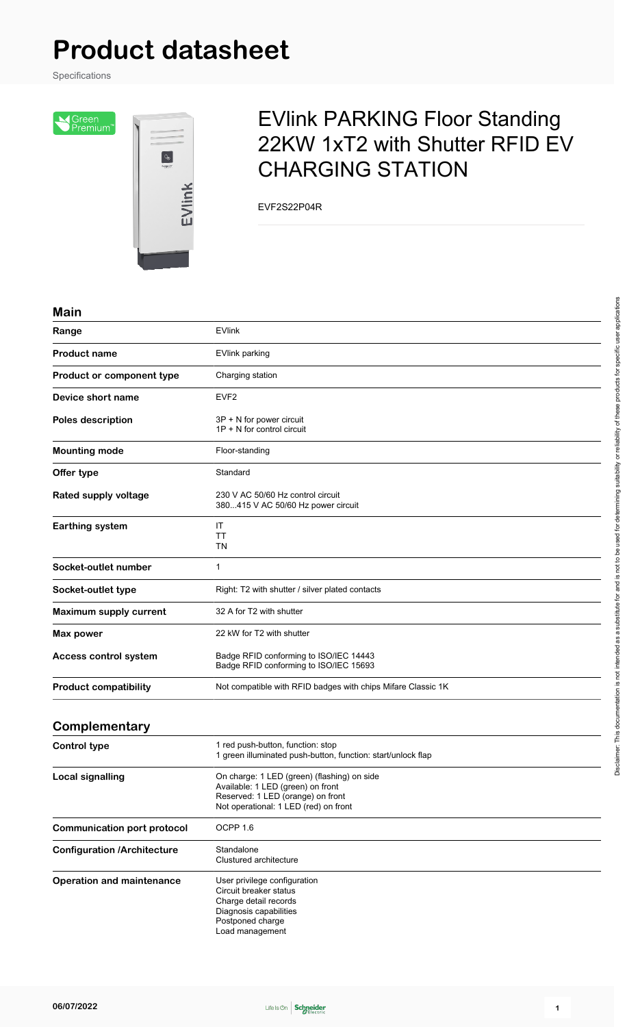# Product datasheet

Specifications

## EVlink PARKING Floor Standing 22KW 1xT2 with Shutter RFID EV CHARGING STATION

EVF2S22P04R

### Main

| | |
|---|---|
| Range | EVlink |
| Product name | EVlink parking |
| Product or component type | Charging station |
| Device short name | EVF2 |
| Poles description | 3P + N for power circuit<br>1P + N for control circuit |
| Mounting mode | Floor-standing |
| Offer type | Standard |
| Rated supply voltage | 230 V AC 50/60 Hz control circuit<br>380...415 V AC 50/60 Hz power circuit |
| Earthing system | IT<br>TT<br>TN |
| Socket-outlet number | 1 |
| Socket-outlet type | Right: T2 with shutter / silver plated contacts |
| Maximum supply current | 32 A for T2 with shutter |
| Max power | 22 kW for T2 with shutter |
| Access control system | Badge RFID conforming to ISO/IEC 14443<br>Badge RFID conforming to ISO/IEC 15693 |
| Product compatibility | Not compatible with RFID badges with chips Mifare Classic 1K |

### Complementary

| | |
|---|---|
| Control type | 1 red push-button, function: stop<br>1 green illuminated push-button, function: start/unlock flap |
| Local signalling | On charge: 1 LED (green) (flashing) on side<br>Available: 1 LED (green) on front<br>Reserved: 1 LED (orange) on front<br>Not operational: 1 LED (red) on front |
| Communication port protocol | OCPP 1.6 |
| Configuration /Architecture | Standalone<br>Clustured architecture |
| Operation and maintenance | User privilege configuration<br>Circuit breaker status<br>Charge detail records<br>Diagnosis capabilities<br>Postponed charge<br>Load management |

Disclaimer: This documentation is not intended as a substitute for and is not to be used for determining suitability or reliability of these products for specific user applications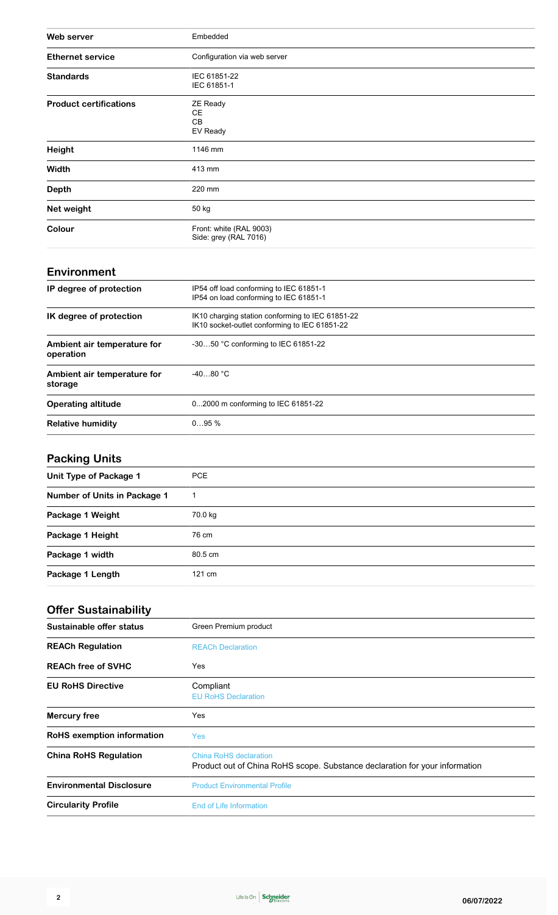| | |
|---|---|
| **Web server** | Embedded |
| **Ethernet service** | Configuration via web server |
| **Standards** | IEC 61851-22<br>IEC 61851-1 |
| **Product certifications** | ZE Ready<br>CE<br>CB<br>EV Ready |
| **Height** | 1146 mm |
| **Width** | 413 mm |
| **Depth** | 220 mm |
| **Net weight** | 50 kg |
| **Colour** | Front: white (RAL 9003)<br>Side: grey (RAL 7016) |

## Environment

| | |
|---|---|
| **IP degree of protection** | IP54 off load conforming to IEC 61851-1<br>IP54 on load conforming to IEC 61851-1 |
| **IK degree of protection** | IK10 charging station conforming to IEC 61851-22<br>IK10 socket-outlet conforming to IEC 61851-22 |
| **Ambient air temperature for operation** | -30…50 °C conforming to IEC 61851-22 |
| **Ambient air temperature for storage** | -40…80 °C |
| **Operating altitude** | 0...2000 m conforming to IEC 61851-22 |
| **Relative humidity** | 0…95 % |

## Packing Units

| | |
|---|---|
| **Unit Type of Package 1** | PCE |
| **Number of Units in Package 1** | 1 |
| **Package 1 Weight** | 70.0 kg |
| **Package 1 Height** | 76 cm |
| **Package 1 width** | 80.5 cm |
| **Package 1 Length** | 121 cm |

## Offer Sustainability

| | |
|---|---|
| **Sustainable offer status** | Green Premium product |
| **REACh Regulation** | REACh Declaration |
| **REACh free of SVHC** | Yes |
| **EU RoHS Directive** | Compliant<br>EU RoHS Declaration |
| **Mercury free** | Yes |
| **RoHS exemption information** | Yes |
| **China RoHS Regulation** | China RoHS declaration<br>Product out of China RoHS scope. Substance declaration for your information |
| **Environmental Disclosure** | Product Environmental Profile |
| **Circularity Profile** | End of Life Information |